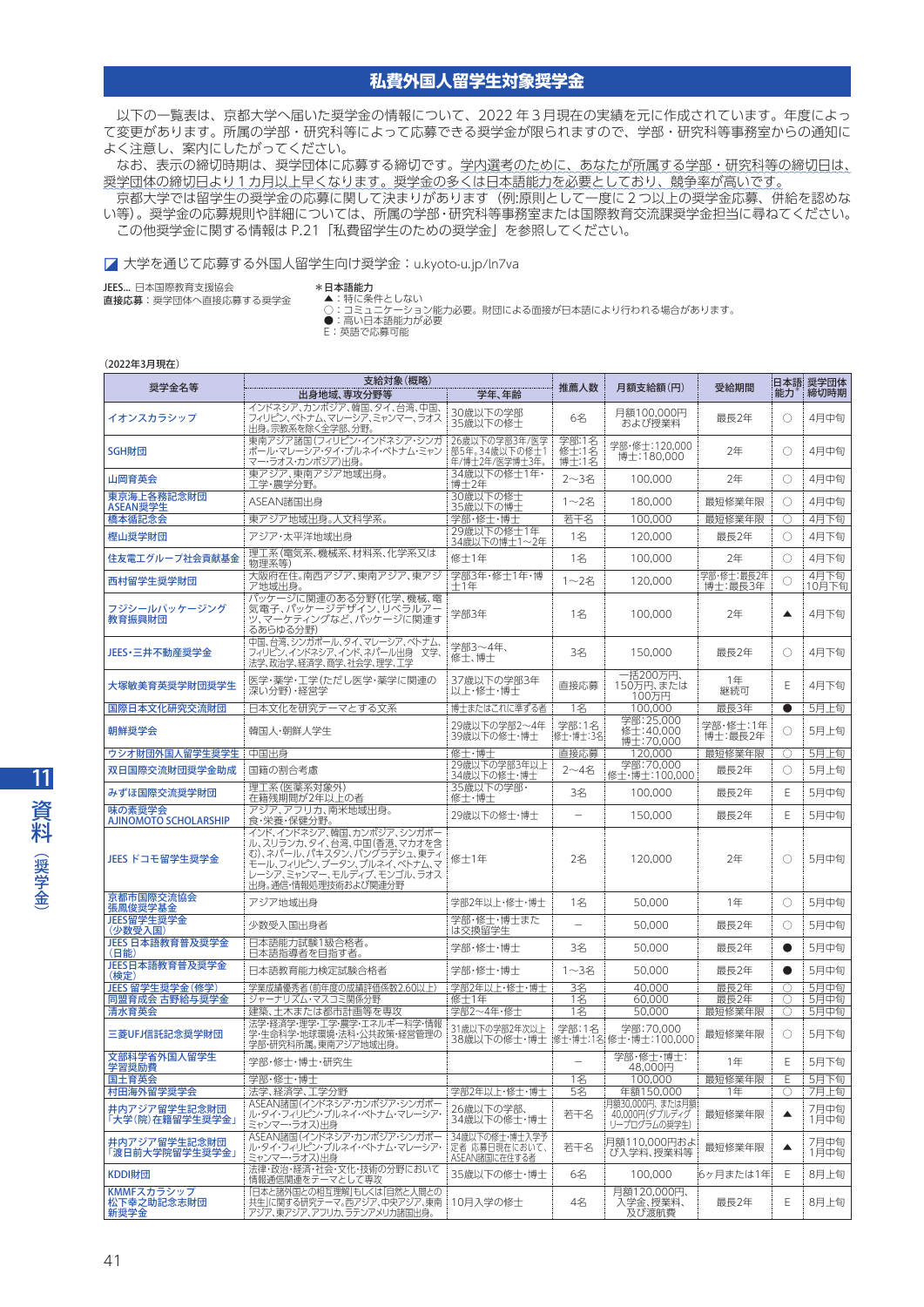# 私費外国人留学生対象奨学金

以下の一覧表は、京都大学へ届いた奨学金の情報について、2022 年 3 月現在の実績を元に作成されています。年度によって変更があります。所属の学部・研究科等によって応募できる奨学金が限られますので、学部・研究科等事務室からの通知によく注意し、案内にしたがってください。

なお、表示の締切時期は、奨学団体に応募する締切です。学内選考のために、あなたが所属する学部・研究科等の締切日は、奨学団体の締切日より 1 カ月以上早くなります。奨学金の多くは日本語能力を必要としており、競争率が高いです。

京都大学では留学生の奨学金の応募に関して決まりがあります（例:原則として一度に 2 つ以上の奨学金応募、併給を認めない等）。奨学金の応募規則や詳細については、所属の学部・研究科等事務室または国際教育交流課奨学金担当に尋ねてください。

この他奨学金に関する情報は P.21「私費留学生のための奨学金」を参照してください。

大学を通じて応募する外国人留学生向け奨学金：u.kyoto-u.jp/ln7va

JEES... 日本国際教育支援協会
直接応募：奨学団体へ直接応募する奨学金

＊日本語能力
▲：特に条件としない
○：コミュニケーション能力必要。財団による面接が日本語により行われる場合があります。
●：高い日本語能力が必要
E：英語で応募可能

（2022年3月現在）

| 奨学金名等 | 支給対象（概略） | | 推薦人数 | 月額支給額（円） | 受給期間 | 日本語能力 | 奨学団体締切時期 |
|---|---|---|---|---|---|---|---|
| | 出身地域、専攻分野等 | 学年、年齢 | | | | | |
| イオンスカラシップ | インドネシア、カンボジア、韓国、タイ、台湾、中国、フィリピン、ベトナム、マレーシア、ミャンマー、ラオス出身。宗教系を除く全学部、分野。 | 30歳以下の学部<br>35歳以下の修士 | 6名 | 月額100,000円および授業料 | 最長2年 | ○ | 4月中旬 |
| SGH財団 | 東南アジア諸国（フィリピン・インドネシア・シンガポール・マレーシア・タイ・ブルネイ・ベトナム・ミャンマー・ラオス・カンボジア）出身。 | 26歳以下の学部3年/医学部5年、34歳以下の修士1年/博士2年/医学博士3年。 | 学部:1名<br>修士:1名<br>博士:1名 | 学部・修士:120,000<br>博士:180,000 | 2年 | ○ | 4月中旬 |
| 山岡育英会 | 東アジア、東南アジア地域出身。工学・農学分野。 | 34歳以下の修士1年・博士2年 | 2〜3名 | 100,000 | 2年 | ○ | 4月中旬 |
| 東京海上各務記念財団 ASEAN奨学生 | ASEAN諸国出身 | 30歳以下の修士<br>35歳以下の博士 | 1〜2名 | 180,000 | 最短修業年限 | ○ | 4月中旬 |
| 橋本循記念会 | 東アジア地域出身。人文科学系。 | 学部・修士・博士 | 若干名 | 100,000 | 最短修業年限 | ○ | 4月下旬 |
| 樫山奨学財団 | アジア・太平洋地域出身 | 29歳以下の修士1年<br>34歳以下の博士1〜2年 | 1名 | 120,000 | 最長2年 | ○ | 4月下旬 |
| 住友電工グループ社会貢献基金 | 理工系（電気系、機械系、材料系、化学系又は物理系等） | 修士1年 | 1名 | 100,000 | 2年 | ○ | 4月下旬 |
| 西村留学生奨学財団 | 大阪府在住。南西アジア、東南アジア、東アジア地域出身。 | 学部3年・修士1年・博士1年 | 1〜2名 | 120,000 | 学部・修士:最長2年<br>博士:最長3年 | ○ | 4月下旬<br>10月下旬 |
| フジシールパッケージング教育振興財団 | パッケージに関連のある分野（化学、機械、電気電子、パッケージデザイン、リベラルアーツ、マーケティングなど、パッケージに関連するあらゆる分野） | 学部3年 | 1名 | 100,000 | 2年 | ▲ | 4月下旬 |
| JEES・三井不動産奨学金 | 中国、台湾、シンガポール、タイ、マレーシア、ベトナム、フィリピン、インドネシア、インド、ネパール出身　文学、法学、政治学、経済学、商学、社会学、理学、工学 | 学部3〜4年、修士、博士 | 3名 | 150,000 | 最長2年 | ○ | 4月下旬 |
| 大塚敏美育英奨学財団奨学生 | 医学・薬学・工学（ただし医学・薬学に関連の深い分野）・経営学 | 37歳以下の学部3年以上・修士・博士 | 直接応募 | 一括200万円、150万円、または100万円 | 1年<br>継続可 | E | 4月下旬 |
| 国際日本文化研究交流財団 | 日本文化を研究テーマとする文系 | 博士またはこれに準ずる者 | 1名 | 100,000 | 最長3年 | ● | 5月上旬 |
| 朝鮮奨学会 | 韓国人・朝鮮人学生 | 29歳以下の学部2〜4年<br>39歳以下の修士・博士 | 学部:1名<br>修士・博士:3名 | 学部:25,000<br>修士:40,000<br>博士:70,000 | 学部・修士:1年<br>博士:最長2年 | ○ | 5月上旬 |
| ウシオ財団外国人留学生奨学生 | 中国出身 | 修士・博士 | 直接応募 | 120,000 | 最短修業年限 | ○ | 5月上旬 |
| 双日国際交流財団奨学金助成 | 国籍の割合考慮 | 29歳以下の学部3年以上<br>34歳以下の修士・博士 | 2〜4名 | 学部:70,000<br>修士・博士:100,000 | 最長2年 | ○ | 5月上旬 |
| みずほ国際交流奨学財団 | 理工系（医薬系対象外）<br>在籍残期間が2年以上の者 | 35歳以下の学部・修士・博士 | 3名 | 100,000 | 最長2年 | E | 5月中旬 |
| 味の素奨学会 AJINOMOTO SCHOLARSHIP | アジア、アフリカ、南米地域出身。食・栄養・保健分野。 | 29歳以下の修士・博士 | − | 150,000 | 最長2年 | E | 5月中旬 |
| JEES ドコモ留学生奨学金 | インド、インドネシア、韓国、カンボジア、シンガポール、スリランカ、タイ、台湾、中国（香港、マカオを含む）、ネパール、パキスタン、バングラデシュ、東ティモール、フィリピン、ブータン、ブルネイ、ベトナム、マレーシア、ミャンマー、モルディブ、モンゴル、ラオス出身。通信・情報処理技術および関連分野 | 修士1年 | 2名 | 120,000 | 2年 | ○ | 5月中旬 |
| 京都市国際交流協会 張鳳俊奨学基金 | アジア地域出身 | 学部2年以上・修士・博士 | 1名 | 50,000 | 1年 | ○ | 5月中旬 |
| JEES留学生奨学金（少数受入国） | 少数受入国出身者 | 学部・修士・博士または交換留学生 | − | 50,000 | 最長2年 | ○ | 5月中旬 |
| JEES 日本語教育普及奨学金（日能） | 日本語能力試験1級合格者。日本語指導者を目指す者。 | 学部・修士・博士 | 3名 | 50,000 | 最長2年 | ● | 5月中旬 |
| JEES日本語教育普及奨学金（検定） | 日本語教育能力検定試験合格者 | 学部・修士・博士 | 1〜3名 | 50,000 | 最長2年 | ● | 5月中旬 |
| JEES 留学生奨学金（修学） | 学業成績優秀者（前年度の成績評価係数2.60以上） | 学部2年以上・修士・博士 | 3名 | 40,000 | 最長2年 | ○ | 5月中旬 |
| 同盟育成会 古野給与奨学金 | ジャーナリズム・マスコミ関係分野 | 修士1年 | 1名 | 60,000 | 最長2年 | ○ | 5月中旬 |
| 清水育英会 | 建築、土木または都市計画等を専攻 | 学部2〜4年・修士 | 1名 | 50,000 | 最短修業年限 | ○ | 5月中旬 |
| 三菱UFJ信託記念奨学財団 | 法学・経済学・理学・工学・農学・エネルギー科学・情報学・生命科学・地球環境・法科・公共政策・経営管理の学部・研究科所属。東南アジア地域出身。 | 31歳以下の学部2年次以上<br>38歳以下の修士・博士 | 学部:1名<br>修士・博士:1名 | 学部:70,000<br>修士・博士:100,000 | 最短修業年限 | ○ | 5月下旬 |
| 文部科学省外国人留学生学習奨励費 | 学部・修士・博士・研究生 | | − | 学部・修士・博士:48,000円 | 1年 | E | 5月下旬 |
| 国土育英会 | 学部・修士・博士 | | 1名 | 100,000 | 最短修業年限 | E | 5月下旬 |
| 村田海外留学奨学会 | 法学、経済学、工学分野 | 学部2年以上・修士・博士 | 5名 | 年額150,000 | 1年 | ○ | 7月上旬 |
| 井内アジア留学生記念財団「大学（院）在籍留学生奨学金」 | ASEAN諸国（インドネシア・カンボジア・シンガポール・タイ・フィリピン・ブルネイ・ベトナム・マレーシア・ミャンマー・ラオス）出身 | 26歳以下の学部、34歳以下の修士・博士 | 若干名 | 月額30,000円、または月額40,000円（ダブルディグリープログラムの奨学生） | 最短修業年限 | ▲ | 7月中旬<br>1月中旬 |
| 井内アジア留学生記念財団「渡日前大学院留学生奨学金」 | ASEAN諸国（インドネシア・カンボジア・シンガポール・タイ・フィリピン・ブルネイ・ベトナム・マレーシア・ミャンマー・ラオス）出身 | 34歳以下の修士・博士入学予定者 応募日現在において、ASEAN諸国に在住する者 | 若干名 | 月額110,000円および入学料、授業料等 | 最短修業年限 | ▲ | 7月中旬<br>1月中旬 |
| KDDI財団 | 法律・政治・経済・社会・文化・技術の分野において情報通信関連をテーマとして専攻 | 35歳以下の修士・博士 | 6名 | 100,000 | 6ヶ月または1年 | E | 8月上旬 |
| KMMFスカラシップ 松下幸之助記念志財団 新奨学金 | 「日本と諸外国との相互理解」もしくは「自然と人間との共生」に関する研究テーマ。西アジア、中央アジア、東南アジア、東アジア、アフリカ、ラテンアメリカ諸国出身。 | 10月入学の修士 | 4名 | 月額120,000円、入学金、授業料、及び渡航費 | 最長2年 | E | 8月上旬 |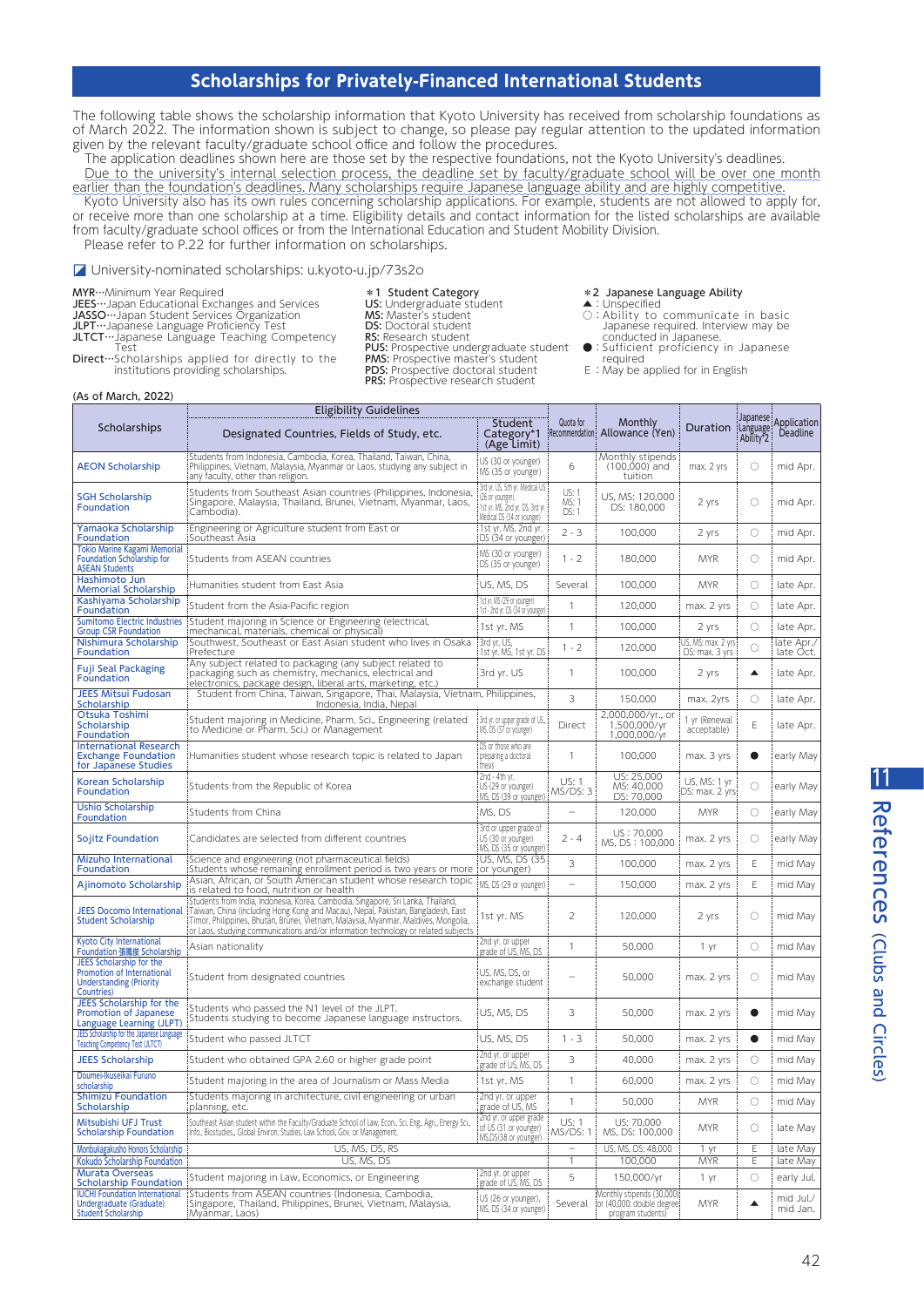# Scholarships for Privately-Financed International Students

The following table shows the scholarship information that Kyoto University has received from scholarship foundations as of March 2022. The information shown is subject to change, so please pay regular attention to the updated information given by the relevant faculty/graduate school office and follow the procedures.

The application deadlines shown here are those set by the respective foundations, not the Kyoto University's deadlines. Due to the university's internal selection process, the deadline set by faculty/graduate school will be over one month earlier than the foundation's deadlines. Many scholarships require Japanese language ability and are highly competitive.

Kyoto University also has its own rules concerning scholarship applications. For example, students are not allowed to apply for, or receive more than one scholarship at a time. Eligibility details and contact information for the listed scholarships are available from faculty/graduate school offices or from the International Education and Student Mobility Division.

Please refer to P.22 for further information on scholarships.

☑ University-nominated scholarships: u.kyoto-u.jp/73s2o

MYR…Minimum Year Required
JEES…Japan Educational Exchanges and Services
JASSO…Japan Student Services Organization
JLPT…Japanese Language Proficiency Test
JLTCT…Japanese Language Teaching Competency Test
Direct…Scholarships applied for directly to the institutions providing scholarships.

＊1 Student Category
US: Undergraduate student
MS: Master's student
DS: Doctoral student
RS: Research student
PUS: Prospective undergraduate student
PMS: Prospective master's student
PDS: Prospective doctoral student
PRS: Prospective research student

＊2 Japanese Language Ability
▲: Unspecified
○: Ability to communicate in basic Japanese required. Interview may be conducted in Japanese.
●: Sufficient proficiency in Japanese required
E: May be applied for in English

(As of March, 2022)

| Scholarships | Eligibility Guidelines | | Quota for Recommendation | Monthly Allowance (Yen) | Duration | Japanese Language Ability＊2 | Application Deadline |
|---|---|---|---|---|---|---|---|
| | Designated Countries, Fields of Study, etc. | Student Category＊1 (Age Limit) | | | | | |
| AEON Scholarship | Students from Indonesia, Cambodia, Korea, Thailand, Taiwan, China, Philippines, Vietnam, Malaysia, Myanmar or Laos, studying any subject in any faculty, other than religion. | US (30 or younger) MS (35 or younger) | 6 | Monthly stipends (100,000) and tuition | max. 2 yrs | ○ | mid Apr. |
| SGH Scholarship Foundation | Students from Southeast Asian countries (Philippines, Indonesia, Singapore, Malaysia, Thailand, Brunei, Vietnam, Myanmar, Laos, Cambodia). | 3rd yr. US, 5th yr. Medical US (26 or younger), 1st yr. MS, 2nd yr. DS, 3rd yr. Medical DS (34 or younger) | US: 1 MS: 1 DS: 1 | US, MS: 120,000 DS: 180,000 | 2 yrs | ○ | mid Apr. |
| Yamaoka Scholarship Foundation | Engineering or Agriculture student from East or Southeast Asia | 1st yr. MS, 2nd yr. DS (34 or younger) | 2 - 3 | 100,000 | 2 yrs | ○ | mid Apr. |
| Tokio Marine Kagami Memorial Foundation Scholarship for ASEAN Students | Students from ASEAN countries | MS (30 or younger) DS (35 or younger) | 1 - 2 | 180,000 | MYR | ○ | mid Apr. |
| Hashimoto Jun Memorial Scholarship | Humanities student from East Asia | US, MS, DS | Several | 100,000 | MYR | ○ | late Apr. |
| Kashiyama Scholarship Foundation | Student from the Asia-Pacific region | 1st yr. MS (29 or younger) 1st - 2nd yr. DS (34 or younger) | 1 | 120,000 | max. 2 yrs | ○ | late Apr. |
| Sumitomo Electric Industries Group CSR Foundation | Student majoring in Science or Engineering (electrical, mechanical, materials, chemical or physical) | 1st yr. MS | 1 | 100,000 | 2 yrs | ○ | late Apr. |
| Nishimura Scholarship Foundation | Southwest, Southeast or East Asian student who lives in Osaka Prefecture | 3rd yr. US, 1st yr. MS, 1st yr. DS | 1 - 2 | 120,000 | US, MS: max. 2 yrs DS: max. 3 yrs | ○ | late Apr./ late Oct. |
| Fuji Seal Packaging Foundation | Any subject related to packaging (any subject related to packaging such as chemistry, mechanics, electrical and electronics, package design, liberal arts, marketing, etc.) | 3rd yr. US | 1 | 100,000 | 2 yrs | ▲ | late Apr. |
| JEES Mitsui Fudosan Scholarship | Student from China, Taiwan, Singapore, Thai, Malaysia, Vietnam, Philippines, Indonesia, India, Nepal | | 3 | 150,000 | max. 2yrs | ○ | late Apr. |
| Otsuka Toshimi Scholarship Foundation | Student majoring in Medicine, Pharm. Sci., Engineering (related to Medicine or Pharm. Sci.) or Management | 3rd yr. or upper grade of US, MS, DS (37 or younger) | Direct | 2,000,000/yr., or 1,500,000/yr 1,000,000/yr | 1 yr (Renewal acceptable) | E | late Apr. |
| International Research Exchange Foundation for Japanese Studies | Humanities student whose research topic is related to Japan | DS or those who are preparing a doctoral thesis | 1 | 100,000 | max. 3 yrs | ● | early May |
| Korean Scholarship Foundation | Students from the Republic of Korea | 2nd - 4th yr. US (29 or younger) MS, DS (39 or younger) | US: 1 MS/DS: 3 | US: 25,000 MS: 40,000 DS: 70,000 | US, MS: 1 yr DS: max. 2 yrs | ○ | early May |
| Ushio Scholarship Foundation | Students from China | MS, DS | – | 120,000 | MYR | ○ | early May |
| Sojitz Foundation | Candidates are selected from different countries | 3rd or upper grade of US (30 or younger) MS, DS (35 or younger) | 2 - 4 | US: 70,000 MS, DS: 100,000 | max. 2 yrs | ○ | early May |
| Mizuho International Foundation | Science and engineering (not pharmaceutical fields) Students whose remaining enrollment period is two years or more | US, MS, DS (35 or younger) | 3 | 100,000 | max. 2 yrs | E | mid May |
| Ajinomoto Scholarship | Asian, African, or South American student whose research topic is related to food, nutrition or health | MS, DS (29 or younger) | – | 150,000 | max. 2 yrs | E | mid May |
| JEES Docomo International Student Scholarship | Students from India, Indonesia, Korea, Cambodia, Singapore, Sri Lanka, Thailand, Taiwan, China (including Hong Kong and Macau), Nepal, Pakistan, Bangladesh, East Timor, Philippines, Bhutan, Brunei, Vietnam, Malaysia, Myanmar, Maldives, Mongolia, or Laos, studying communications and/or information technology or related subjects | 1st yr. MS | 2 | 120,000 | 2 yrs | ○ | mid May |
| Kyoto City International Foundation 張鵬援 Scholarship | Asian nationality | 2nd yr. or upper grade of US, MS, DS | 1 | 50,000 | 1 yr | ○ | mid May |
| JEES Scholarship for the Promotion of International Understanding (Priority Countries) | Student from designated countries | US, MS, DS, or exchange student | – | 50,000 | max. 2 yrs | ○ | mid May |
| JEES Scholarship for the Promotion of Japanese Language Learning (JLPT) | Students who passed the N1 level of the JLPT. Students studying to become Japanese language instructors. | US, MS, DS | 3 | 50,000 | max. 2 yrs | ● | mid May |
| JEES Scholarship for the Japanese Language Teaching Competency Test (JLTCT) | Student who passed JLTCT | US, MS, DS | 1 - 3 | 50,000 | max. 2 yrs | ● | mid May |
| JEES Scholarship | Student who obtained GPA 2.60 or higher grade point | 2nd yr. or upper grade of US, MS, DS | 3 | 40,000 | max. 2 yrs | ○ | mid May |
| Doumei-Ikuseikai Furuno scholarship | Student majoring in the area of Journalism or Mass Media | 1st yr. MS | 1 | 60,000 | max. 2 yrs | ○ | mid May |
| Shimizu Foundation Scholarship | Students majoring in architecture, civil engineering or urban planning, etc. | 2nd yr. or upper grade of US, MS | 1 | 50,000 | MYR | ○ | mid May |
| Mitsubishi UFJ Trust Scholarship Foundation | Southeast Asian student within the Faculty/Graduate School of Law, Econ., Sci. Eng., Agri., Energy Sci., Info., Biostudies., Global Environ. Studies, Law School, Gov. or Management. | 2nd yr. or upper grade of US (31 or younger) MS,DS(38 or younger) | US: 1 MS/DS: 1 | US: 70,000 MS, DS: 100,000 | MYR | ○ | late May |
| Monbukagakusho Honors Scholarship | US, MS, DS, RS | | – | US, MS, DS: 48,000 | 1 yr | E | late May |
| Kokudo Scholarship Foundation | US, MS, DS | | 1 | 100,000 | MYR | E | late May |
| Murata Overseas Scholarship Foundation | Student majoring in Law, Economics, or Engineering | 2nd yr. or upper grade of US, MS, DS | 5 | 150,000/yr | 1 yr | ○ | early Jul. |
| IUCHI Foundation International Undergraduate (Graduate) Student Scholarship | Students from ASEAN countries (Indonesia, Cambodia, Singapore, Thailand, Philippines, Brunei, Vietnam, Malaysia, Myanmar, Laos) | US (26 or younger), MS, DS (34 or younger) | Several | Monthly stipends (30,000) or (40,000: double degree program students) | MYR | ▲ | mid Jul./ mid Jan. |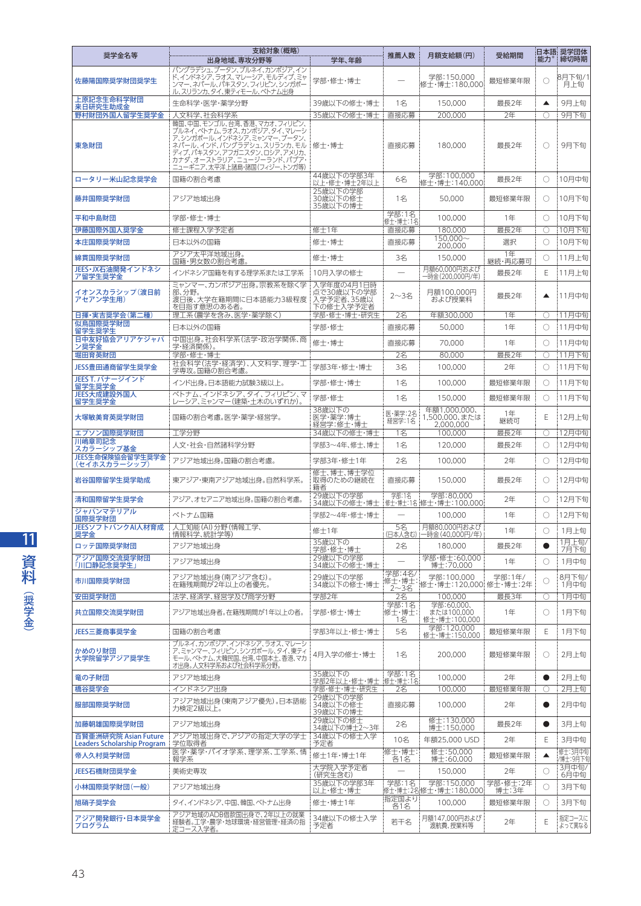| 奨学金名等 | 支給対象（概略） | | 推薦人数 | 月額支給額（円） | 受給期間 | 日本語能力* | 奨学団体締切時期 |
|---|---|---|---|---|---|---|---|
| | 出身地域、専攻分野等 | 学年、年齢 | | | | | |
| 佐藤陽国際奨学財団奨学生 | バングラデシュ、ブータン、ブルネイ、カンボジア、インド、インドネシア、ラオス、マレーシア、モルディブ、ミャンマー、ネパール、パキスタン、フィリピン、シンガポール、スリランカ、タイ、東ティモール、ベトナム出身 | 学部・修士・博士 | — | 学部：150,000 修士・博士：180,000 | 最短修業年限 | ○ | 8月下旬/1月上旬 |
| 上原記念生命科学財団 来日研究生助成金 | 生命科学・医学・薬学分野 | 39歳以下の修士・博士 | 1名 | 150,000 | 最長2年 | ▲ | 9月上旬 |
| 野村財団外国人留学生奨学金 | 人文科学、社会科学系 | 35歳以下の修士・博士 | 直接応募 | 200,000 | 2年 | ○ | 9月下旬 |
| 東急財団 | 韓国、中国、モンゴル、台湾、香港、マカオ、フィリピン、ブルネイ、ベトナム、ラオス、カンボジア、タイ、マレーシア、シンガポール、インドネシア、ミャンマー、ブータン、ネパール、インド、バングラデシュ、スリランカ、モルディブ、パキスタン、アフガニスタン、ロシア、アメリカ、カナダ、オーストラリア、ニュージーランド、パプア・ニューギニア、太平洋上諸島・諸国（フィジー、トンガ等） | 修士・博士 | 直接応募 | 180,000 | 最長2年 | ○ | 9月下旬 |
| ロータリー米山記念奨学会 | 国籍の割合考慮 | 44歳以下の学部3年以上・修士・博士2年以上 | 6名 | 学部：100,000 修士・博士：140,000 | 最長2年 | ○ | 10月中旬 |
| 藤井国際奨学財団 | アジア地域出身 | 25歳以下の学部 30歳以下の修士 35歳以下の博士 | 1名 | 50,000 | 最短修業年限 | ○ | 10月下旬 |
| 平和中島財団 | 学部・修士・博士 | | 学部：1名 修士・博士：1名 | 100,000 | 1年 | ○ | 10月下旬 |
| 伊藤国際外国人奨学金 | 修士課程入学予定者 | 修士1年 | 直接応募 | 180,000 | 最長2年 | ○ | 10月下旬 |
| 本庄国際奨学財団 | 日本以外の国籍 | 修士・博士 | 直接応募 | 150,000～200,000 | 選択 | ○ | 10月下旬 |
| 綿貫国際奨学財団 | アジア太平洋地域出身。国籍・男女数の割合考慮。 | 修士・博士 | 3名 | 150,000 | 1年 継続・再応募可 | ○ | 11月上旬 |
| JEES・JX石油開発インドネシア留学生奨学金 | インドネシア国籍を有する理学系または工学系 | 10月入学の修士 | — | 月額60,000円および一時金（200,000円/年） | 最長2年 | E | 11月上旬 |
| イオンスカラシップ（渡日前アセアン学生用） | ミャンマー、カンボジア出身。宗教系を除く学部、分野。渡日後、大学在籍期間に日本語能力3級程度を目指す意思のある者。 | 入学年度の4月1日時点で30歳以下の学部入学予定者、35歳以下の修士入学予定者 | 2～3名 | 月額100,000円および授業料 | 最長2年 | ▲ | 11月中旬 |
| 日揮・実吉奨学会（第二種） | 理工系（農学を含み、医学・薬学除く） | 学部・修士・博士・研究生 | 2名 | 年額300,000 | 1年 | ○ | 11月中旬 |
| 似鳥国際奨学財団 留学生奨学生 | 日本以外の国籍 | 学部・修士 | 直接応募 | 50,000 | 1年 | ○ | 11月中旬 |
| 日中友好協会アリアケジャパン奨学金 | 中国出身。社会科学系（法学・政治学関係、商学・経済関係）。 | 修士・博士 | 直接応募 | 70,000 | 1年 | ○ | 11月中旬 |
| 堀田育英財団 | 学部・修士・博士 | | 2名 | 80,000 | 最長2年 | ○ | 11月下旬 |
| JESS豊田通商留学生奨学金 | 社会科学（法学・経済学）、人文科学、理学・工学専攻。国籍の割合考慮。 | 学部3年・修士・博士 | 3名 | 100,000 | 2年 | ○ | 11月下旬 |
| JEES T.パナージインド留学生奨学金 | インド出身。日本語能力試験3級以上。 | 学部・修士・博士 | 1名 | 100,000 | 最短修業年限 | ○ | 11月下旬 |
| JEES大成建設外国人留学生奨学金 | ベトナム、インドネシア、タイ、フィリピン、マレーシア、ミャンマー（建築・土木のいずれか）。 | 学部・修士 | 1名 | 150,000 | 最短修業年限 | ○ | 11月下旬 |
| 大塚敏美育英奨学財団 | 国籍の割合考慮。医学・薬学・経営学。 | 38歳以下の医学・薬学：博士 経営学：修士・博士 | 医・薬学：2名 経営学：1名 | 年額1,000,000、1,500,000、または2,000,000 | 1年 継続可 | E | 12月上旬 |
| エプソン国際奨学財団 | 工学分野 | 34歳以下の修士・博士 | 1名 | 100,000 | 最長2年 | ○ | 12月中旬 |
| 川嶋章司記念スカラーシップ基金 | 人文・社会・自然諸科学分野 | 学部3～4年、修士、博士 | 1名 | 120,000 | 最長2年 | ○ | 12月中旬 |
| JEES生命保険協会留学生奨学金（セイホスカラーシップ） | アジア地域出身。国籍の割合考慮。 | 学部3年・修士1年 | 2名 | 100,000 | 2年 | ○ | 12月中旬 |
| 岩谷国際留学生奨学助成 | 東アジア・東南アジア地域出身。自然科学系。 | 修士、博士、博士学位取得のための継続在籍者 | 直接応募 | 150,000 | 最長2年 | ○ | 12月中旬 |
| 清和国際留学生奨学会 | アジア、オセアニア地域出身。国籍の割合考慮。 | 29歳以下の学部 34歳以下の修士・博士 | 学部：1名 修士・博士：1名 | 学部：80,000 修士・博士：100,000 | 2年 | ○ | 12月下旬 |
| ジャパンマテリアル国際奨学財団 | ベトナム国籍 | 学部2～4年・修士・博士 | | 100,000 | 1年 | ○ | 12月下旬 |
| JEESソフトバンクAI人材育成奨学金 | 人工知能（AI）分野（情報工学、情報科学、統計学等） | 修士1年 | 5名（日本人含む） | 月額80,000円および一時金（40,000円/年） | 1年 | ○ | 1月上旬 |
| ロッテ国際奨学財団 | アジア地域出身 | 35歳以下の学部・修士・博士 | 2名 | 180,000 | 最長2年 | ● | 1月上旬/7月下旬 |
| アジア国際交流奨学財団「川口静記念奨学生」 | アジア地域出身 | 29歳以下の学部 34歳以下の修士・博士 | | 学部・修士：60,000 博士：70,000 | 1年 | ○ | 1月中旬 |
| 市川国際奨学財団 | アジア地域出身（南アジア含む）。在籍残期間が2年以上の者優先。 | 29歳以下の学部 34歳以下の修士・博士 | 学部：4名/ 修士・博士：2～3名 | 学部：100,000 修士・博士：120,000 | 学部：1年/ 修士・博士：2年 | ○ | 8月下旬/1月中旬 |
| 安田奨学財団 | 法学、経済学、経営学及び商学分野 | 学部2年 | 2名 | 100,000 | 最長3年 | ○ | 1月中旬 |
| 共立国際交流奨学財団 | アジア地域出身者。在籍期間が1年以上の者。 | 学部・修士・博士 | 学部：1名 修士・博士：1名 | 学部：60,000、または100,000 修士・博士：100,000 | 1年 | ○ | 1月下旬 |
| JEES三菱商事奨学金 | 国籍の割合考慮 | 学部3年以上・修士・博士 | 5名 | 学部：120,000 修士・博士：150,000 | 最短修業年限 | E | 1月下旬 |
| かめのり財団 大学院留学アジア奨学生 | ブルネイ、カンボジア、インドネシア、ラオス、マレーシア、ミャンマー、フィリピン、シンガポール、タイ、東ティモール、ベトナム、大韓民国、台湾、中国本土、香港、マカオ出身。人文科学系および社会科学系分野。 | 4月入学の修士・博士 | 1名 | 200,000 | 最短修業年限 | ○ | 2月上旬 |
| 竜の子財団 | アジア地域出身 | 35歳以下の学部2年以上・修士・博士 | 学部：1名 修士・博士：1名 | 100,000 | 2年 | ● | 2月上旬 |
| 橋谷奨学会 | インドネシア出身 | 学部・修士・博士・研究生 | 2名 | 100,000 | 最短修業年限 | ○ | 2月上旬 |
| 服部国際奨学財団 | アジア地域出身（東南アジア優先）。日本語能力検定2級以上。 | 29歳以下の学部 34歳以下の修士 39歳以下の博士 | 直接応募 | 100,000 | 2年 | ● | 2月中旬 |
| 加藤朝雄国際奨学財団 | アジア地域出身 | 29歳以下の修士 34歳以下の博士2～3年 | 2名 | 修士：130,000 博士：150,000 | 最長2年 | ● | 3月上旬 |
| 百賢亜洲研究院 Asian Future Leaders Scholarship Program | アジア地域出身で、アジアの指定大学の学士学位取得者 | 34歳以下の修士入学予定者 | 10名 | 年額25,000 USD | 2年 | E | 3月中旬 |
| 帝人久村奨学財団 | 医学・薬学・バイオ学系、理学系、工学系、情報学系 | 修士1年・博士1年 | 修士・博士：各1名 | 修士：50,000 博士：60,000 | 最短修業年限 | ▲ | 修士：3月中旬/博士：9月下旬 |
| JEES石橋財団奨学金 | 美術史専攻 | 大学院入学予定者（研究生含む） | — | 150,000 | 2年 | ○ | 3月中旬/6月中旬 |
| 小林国際奨学財団（一般） | アジア地域出身 | 35歳以下の学部3年以上・修士・博士 | 学部：1名 修士・博士：2名 | 学部：150,000 修士・博士：180,000 | 学部・修士：2年 博士：3年 | ○ | 3月下旬 |
| 旭硝子奨学会 | タイ、インドネシア、中国、韓国、ベトナム出身 | 修士・博士1年 | 指定国より各1名 | 100,000 | 最短修業年限 | ○ | 3月下旬 |
| アジア開発銀行・日本奨学金プログラム | 開発途上のADB借款国出身で、2年以上の就業経験者。工学・農学・地球環境・経営管理・経済の指定コース入学者。 | 34歳以下の修士入学予定者 | 若干名 | 月額147,000円および渡航費、授業料等 | 2年 | E | 指定コースによって異なる |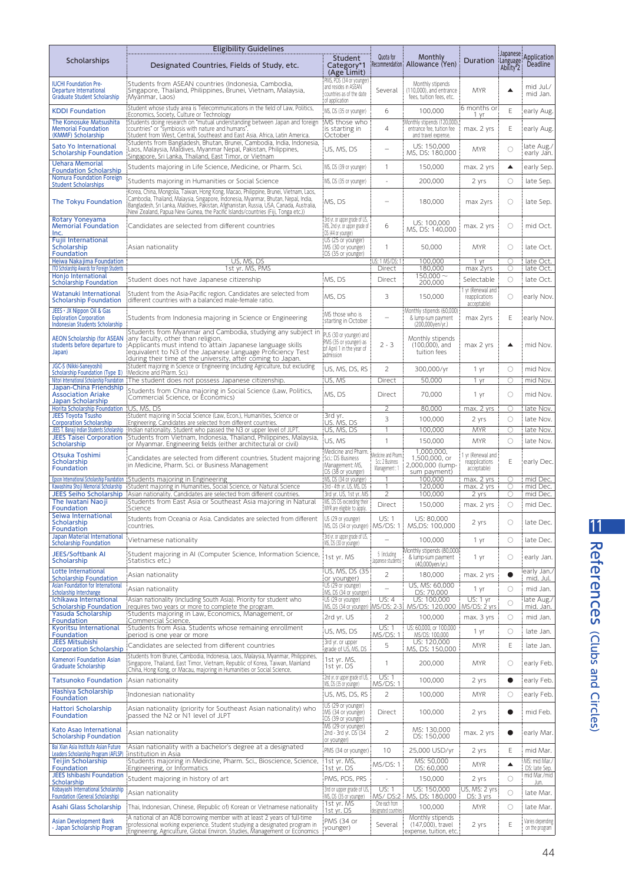| Scholarships | Eligibility Guidelines: Designated Countries, Fields of Study, etc. | Student Category*1 (Age Limit) | Quota for Recommendation | Monthly Allowance (Yen) | Duration | Japanese Language Ability*2 | Application Deadline |
|---|---|---|---|---|---|---|---|
| IUCHI Foundation Pre-Departure International Graduate Student Scholarship | Students from ASEAN countries (Indonesia, Cambodia, Singapore, Thailand, Philippines, Brunei, Vietnam, Malaysia, Myanmar, Laos) | PMS, PDS (34 or younger) and resides in ASEAN countries as of the date of application | Several | Monthly stipends (110,000), and entrance fees, tuition fees, etc. | MYR | ▲ | mid Jul./ mid Jan. |
| KDDI Foundation | Student whose study area is Telecommunications in the field of Law, Politics, Economics, Society, Culture or Technology | MS, DS (35 or younger) | 6 | 100,000 | 6 months or 1 yr | E | early Aug. |
| The Konosuke Matsushita Memorial Foundation (KMMF) Scholarship | Students doing research on "mutual understanding between Japan and foreign countries" or "symbiosis with nature and humans". Student from West, Central, Southeast and East Asia, Africa, Latin America. | MS those who is starting in October | 4 | Monthly stipends (120,000), entrance fee, tuition fee and travel expense. | max. 2 yrs | E | early Aug. |
| Sato Yo International Scholarship Foundation | Students from Bangladesh, Bhutan, Brunei, Cambodia, India, Indonesia, Laos, Malaysia, Maldives, Myanmar Nepal, Pakistan, Philippines, Singapore, Sri Lanka, Thailand, East Timor, or Vietnam | US, MS, DS | – | US: 150,000 MS, DS: 180,000 | MYR | ○ | late Aug./ early Jan. |
| Uehara Memorial Foundation Scholarship | Students majoring in Life Science, Medicine, or Pharm. Sci. | MS, DS (39 or younger) | 1 | 150,000 | max. 2 yrs | ▲ | early Sep. |
| Nomura Foundation Foreign Student Scholarships | Students majoring in Humanities or Social Science | MS, DS (35 or younger) | - | 200,000 | 2 yrs | ○ | late Sep. |
| The Tokyu Foundation | Korea, China, Mongolia, Taiwan, Hong Kong, Macao, Philippine, Brunei, Vietnam, Laos, Cambodia, Thailand, Malaysia, Singapore, Indonesia, Myanmar, Bhutan, Nepal, India, Bangladesh, Sri Lanka, Maldives, Pakistan, Afghanistan, Russia, USA, Canada, Australia, New Zealand, Papua New Guinea, the Pacific Islands/countries (Fiji, Tonga etc.)) | MS, DS | – | 180,000 | max 2yrs | ○ | late Sep. |
| Rotary Yoneyama Memorial Foundation Inc. | Candidates are selected from different countries | 3rd yr. or upper grade of US, MS, 2nd yr. or upper grade of DS (44 or younger) | 6 | US: 100,000 MS, DS: 140,000 | max. 2 yrs | ○ | mid Oct. |
| Fujii International Scholarship Foundation | Asian nationality | US (25 or younger) MS (30 or younger) DS (35 or younger) | 1 | 50,000 | MYR | ○ | late Oct. |
| Heiwa Nakajima Foundation | US, MS, DS | | US: 1 MS/DS: 1 | 100,000 | 1 yr | ○ | late Oct. |
| ITO Scholarship Awards for Foreign Students | 1st yr. MS, PMS | | Direct | 180,000 | max 2yrs | ○ | late Oct. |
| Honjo International Scholarship Foundation | Student does not have Japanese citizenship | MS, DS | Direct | 150,000 ~ 200,000 | Selectable | ○ | late Oct. |
| Watanuki International Scholarship Foundation | Student from the Asia-Pacific region. Candidates are selected from different countries with a balanced male-female ratio. | MS, DS | 3 | 150,000 | 1 yr (Renewal and reapplications acceptable) | ○ | early Nov. |
| JEES・JX Nippon Oil & Gas Exploration Corporation Indonesian Students Scholarship | Students from Indonesia majoring in Science or Engineering | MS those who is starting in October | – | Monthly stipends (60,000) & lump-sum payment (200,000yen/yr.) | max 2yrs | E | early Nov. |
| AEON Scholarship (for ASEAN students before departure to Japan) | Students from Myanmar and Cambodia, studying any subject in any faculty, other than religion. Applicants must intend to attain Japanese language skills equivalent to N3 of the Japanese Language Proficiency Test during their time at the university, after coming to Japan. | PUS (30 or younger) and PMS (35 or younger) as of April 1 in the year of admission | 2 - 3 | Monthly stipends (100,000), and tuition fees | max 2 yrs | ▲ | mid Nov. |
| JGC-S (Nikki-Saneyoshi) Scholarship Foundation (Type Ⅱ) | Student majoring in Science or Engineering (including Agriculture, but excluding Medicine and Pharm. Sci.) | US, MS, DS, RS | 2 | 300,000/yr | 1 yr | ○ | mid Nov. |
| Nitori International Scholarship Foundation | The student does not possess Japanese citizenship. | US, MS | Direct | 50,000 | 1 yr | ○ | mid Nov. |
| Japan-China Friendship Association Ariake Japan Scholarship | Students from China majoring in Social Science (Law, Politics, Commercial Science, or Economics) | MS, DS | Direct | 70,000 | 1 yr | ○ | mid Nov. |
| Horita Scholarship Foundation | US, MS, DS | | 2 | 80,000 | max. 2 yrs | ○ | late Nov. |
| JEES Toyota Tsusho Corporation Scholarship | Student majoring in Social Science (Law, Econ.), Humanities, Science or Engineering. Candidates are selected from different countries. | 3rd yr. US, MS, DS | 3 | 100,000 | 2 yrs | ○ | late Nov. |
| JEES T. Banaji Indian Students Scholarship | Indian nationality. Student who passed the N3 or upper level of JLPT. | US, MS, DS | 1 | 100,000 | MYR | ○ | late Nov. |
| JEES Taisei Corporation Scholarship | Students from Vietnam, Indonesia, Thailand, Philippines, Malaysia, or Myanmar. Engineering fields (either architectural or civil) | US, MS | 1 | 150,000 | MYR | ○ | late Nov. |
| Otsuka Toshimi Scholarship Foundation | Candidates are selected from different countries. Student majoring in Medicine, Pharm. Sci. or Business Management | Medicine and Pharm. Sci.: DS Business Management: MS, DS (38 or younger) | Medicine and Pharm. Sci: 2 Business Management: 1 | 1,000,000, 1,500,000, or 2,000,000 (lump-sum payment) | 1 yr (Renewal and reapplications acceptable) | E | early Dec. |
| Epson International Scholarship Foundation | Students majoring in Engineering | MS, DS (34 or younger) | 1 | 100,000 | max. 2 yrs | ○ | mid Dec. |
| Kawashima Shoji Memorial Scholarship | Student majoring in Humanities, Social Science, or Natural Science | 3rd - 4th yr. US, MS, DS | 1 | 120,000 | max. 2 yrs | ○ | mid Dec. |
| JEES Seiho Scholarship | Asian nationality. Candidates are selected from different countries. | 3rd yr. US, 1st yr. MS | 2 | 100,000 | 2 yrs | ○ | mid Dec. |
| The Iwatani Naoji Foundation | Students from East Asia or Southeast Asia majoring in Natural Science | MS, DS DS exceeding their MYR are eligible to apply. | Direct | 150,000 | max. 2 yrs | ○ | mid Dec. |
| Seiwa International Scholarship Foundation | Students from Oceania or Asia. Candidates are selected from different countries. | US (29 or younger) MS, DS (34 or younger) | US: 1 MS/DS: 1 | US: 80,000 MS,DS: 100,000 | 2 yrs | ○ | late Dec. |
| Japan Material International Scholarship Foundation | Vietnamese nationality | 3rd yr. or upper grade of US, MS, DS (30 or younger) | – | 100,000 | 1 yr | ○ | late Dec. |
| JEES/Softbank AI Scholarship | Student majoring in AI (Computer Science, Information Science, Statistics etc.) | 1st yr. MS | 5 Including Japanese students | Monthly stipends (80,000) & lump-sum payment (40,000yen/yr.) | 1 yr | ○ | early Jan. |
| Lotte International Scholarship Foundation | Asian nationality | US, MS, DS (35 or younger) | 2 | 180,000 | max. 2 yrs | ● | early Jan./ mid. Jul. |
| Asian Foundation for International Scholarship Interchange | Asian nationality | US (29 or younger) MS, DS (34 or younger) | – | US, MS: 60,000 DS: 70,000 | 1 yr | ○ | mid Jan. |
| Ichikawa International Scholarship Foundation | Asian nationality (including South Asia). Priority for student who requires two years or more to complete the program. | US (29 or younger) MS, DS (34 or younger) | US: 4 MS/DS: 2-3 | US: 100,000 MS/DS: 120,000 | US: 1 yr MS/DS: 2 yrs | ○ | late Aug./ mid. Jan. |
| Yasuda Scholarship Foundation | Students majoring in Law, Economics, Management, or Commercial Science. | 2rd yr. US | 2 | 100,000 | max. 3 yrs | ○ | mid Jan. |
| Kyoritsu International Foundation | Students from Asia. Students whose remaining enrollment period is one year or more | US, MS, DS | US: 1 MS/DS: 1 | US: 60,000, or 100,000 MS/DS: 100,000 | 1 yr | ○ | late Jan. |
| JEES Mitsubishi Corporation Scholarship | Candidates are selected from different countries | 3rd yr. or upper grade of US, MS, DS | 5 | US: 120,000 MS, DS: 150,000 | MYR | E | late Jan. |
| Kamenori Foundation Asian Graduate Scholarship | Students from Brunei, Cambodia, Indonesia, Laos, Malaysia, Myanmar, Philippines, Singapore, Thailand, East Timor, Vietnam, Republic of Korea, Taiwan, Mainland China, Hong Kong, or Macau, majoring in Humanities or Social Science. | 1st yr. MS, 1st yr. DS | 1 | 200,000 | MYR | ○ | early Feb. |
| Tatsunoko Foundation | Asian nationality | 2nd yr. or upper grade of US, MS, DS (35 or younger) | US: 1 MS/DS: 1 | 100,000 | 2 yrs | ● | early Feb. |
| Hashiya Scholarship Foundation | Indonesian nationality | US, MS, DS, RS | 2 | 100,000 | MYR | ○ | early Feb. |
| Hattori Scholarship Foundation | Asian nationality (priority for Southeast Asian nationality) who passed the N2 or N1 level of JLPT | US (29 or younger) MS (34 or younger) DS (39 or younger) | Direct | 100,000 | 2 yrs | ● | mid Feb. |
| Kato Asao International Scholarship Foundation | Asian nationality | MS (29 or younger) 2nd - 3rd yr. DS (34 or younger) | 2 | MS: 130,000 DS: 150,000 | max. 2 yrs | ● | early Mar. |
| Bai Xian Asia Institute Asian Future Leaders Scholarship Program (AFLSP) | Asian nationality with a bachelor's degree at a designated institution in Asia | PMS (34 or younger) | 10 | 25,000 USD/yr | 2 yrs | E | mid Mar. |
| Teijin Scholarship Foundation | Students majoring in Medicine, Pharm. Sci., Bioscience, Science, Engineering, or Informatics | 1st yr. MS, 1st yr. DS | MS/DS: 1 | MS: 50,000 DS: 60,000 | MYR | ▲ | MS: mid Mar./ DS: late Sep. |
| JEES Ishibashi Foundation Scholarship | Student majoring in history of art | PMS, PDS, PRS | - | 150,000 | 2 yrs | ○ | mid Mar./mid Jun. |
| Kobayashi International Scholarship Foundation (General Scholarship) | Asian nationality | 3rd or upper grade of US, MS, DS (35 or younger) | US: 1 MS/ DS:2 | US: 150,000 MS, DS: 180,000 | US, MS: 2 yrs DS: 3 yrs | ○ | late Mar. |
| Asahi Glass Scholarship | Thai, Indonesian, Chinese, (Republic of) Korean or Vietnamese nationality | 1st yr. MS 1st yr. DS | One each from designated countries | 100,000 | MYR | ○ | late Mar. |
| Asian Development Bank - Japan Scholarship Program | A national of an ADB borrowing member with at least 2 years of full-time professional working experience. Student studying a designated program in Engineering, Agriculture, Global Environ. Studies, Management or Economics | PMS (34 or younger) | Several | Monthly stipends (147,000), travel expense, tuition, etc. | 2 yrs | E | Varies depending on the program |